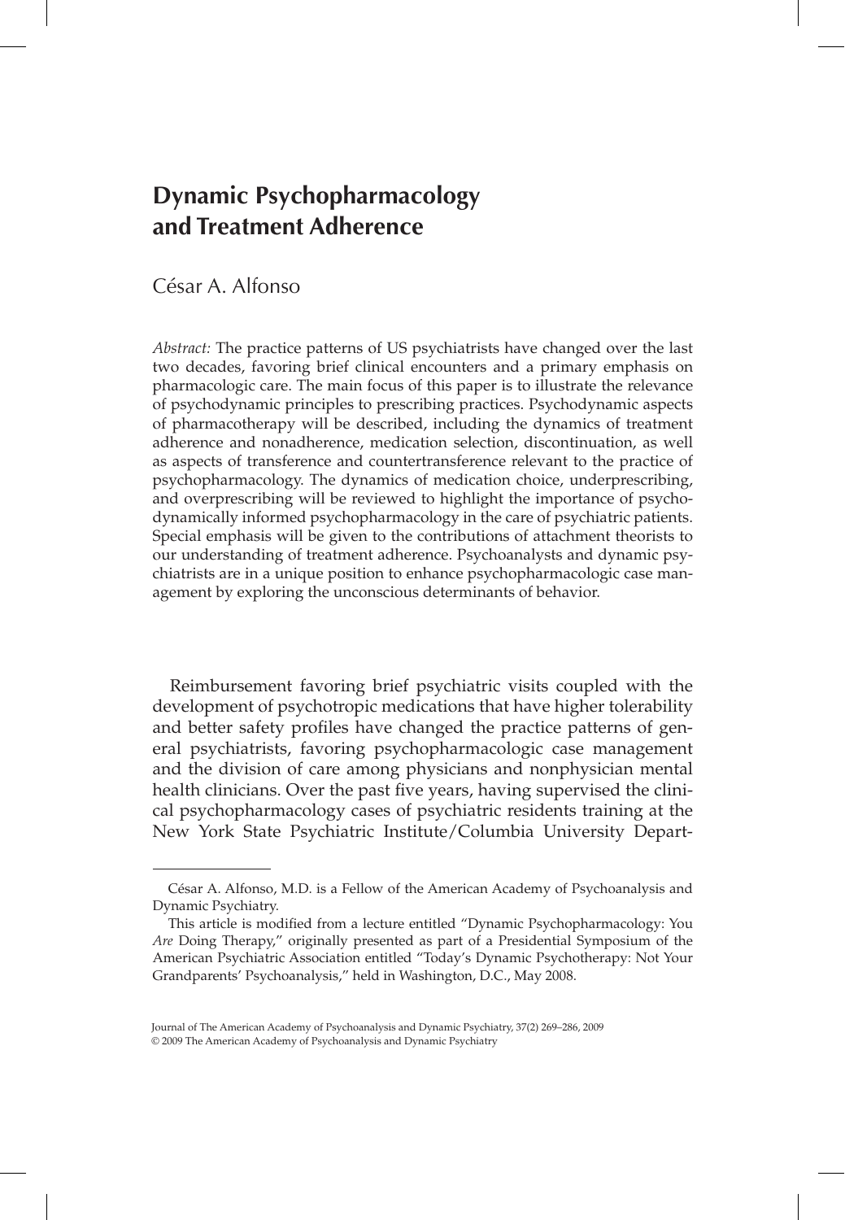# Dynamic Psychopharmacology and Treatment Adherence

César A. Alfonso

*Abstract:* The practice patterns of US psychiatrists have changed over the last two decades, favoring brief clinical encounters and a primary emphasis on pharmacologic care. The main focus of this paper is to illustrate the relevance of psychodynamic principles to prescribing practices. Psychodynamic aspects of pharmacotherapy will be described, including the dynamics of treatment adherence and nonadherence, medication selection, discontinuation, as well as aspects of transference and countertransference relevant to the practice of psychopharmacology. The dynamics of medication choice, underprescribing, and overprescribing will be reviewed to highlight the importance of psychodynamically informed psychopharmacology in the care of psychiatric patients. Special emphasis will be given to the contributions of attachment theorists to our understanding of treatment adherence. Psychoanalysts and dynamic psychiatrists are in a unique position to enhance psychopharmacologic case management by exploring the unconscious determinants of behavior.

Reimbursement favoring brief psychiatric visits coupled with the development of psychotropic medications that have higher tolerability and better safety profiles have changed the practice patterns of general psychiatrists, favoring psychopharmacologic case management and the division of care among physicians and nonphysician mental health clinicians. Over the past five years, having supervised the clinical psychopharmacology cases of psychiatric residents training at the New York State Psychiatric Institute/Columbia University Depart-

César A. Alfonso, M.D. is a Fellow of the American Academy of Psychoanalysis and Dynamic Psychiatry.

This article is modified from a lecture entitled "Dynamic Psychopharmacology: You *Are* Doing Therapy," originally presented as part of a Presidential Symposium of the American Psychiatric Association entitled "Today's Dynamic Psychotherapy: Not Your Grandparents' Psychoanalysis," held in Washington, D.C., May 2008.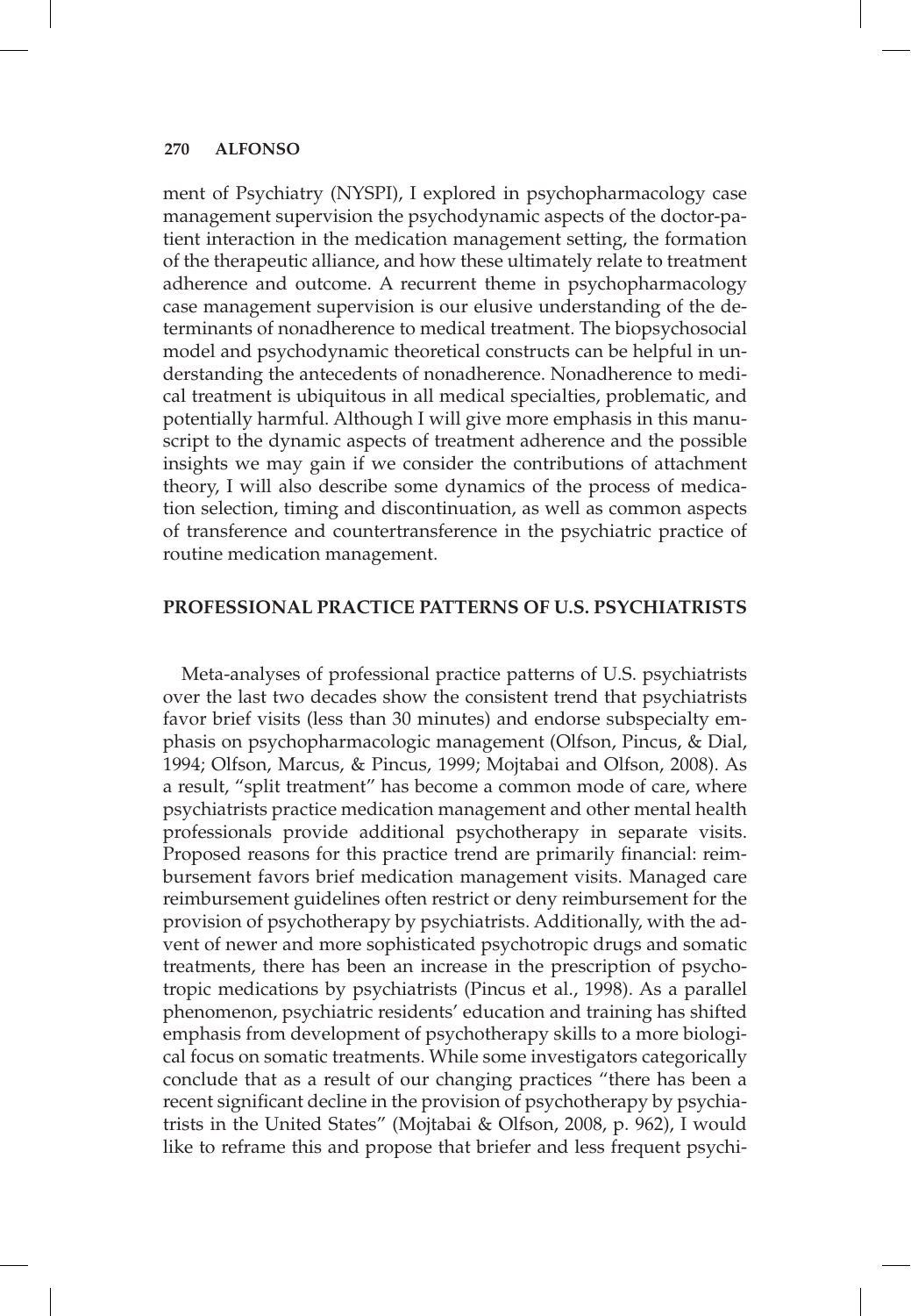ment of Psychiatry (NYSPI), I explored in psychopharmacology case management supervision the psychodynamic aspects of the doctor-patient interaction in the medication management setting, the formation of the therapeutic alliance, and how these ultimately relate to treatment adherence and outcome. A recurrent theme in psychopharmacology case management supervision is our elusive understanding of the determinants of nonadherence to medical treatment. The biopsychosocial model and psychodynamic theoretical constructs can be helpful in understanding the antecedents of nonadherence. Nonadherence to medical treatment is ubiquitous in all medical specialties, problematic, and potentially harmful. Although I will give more emphasis in this manuscript to the dynamic aspects of treatment adherence and the possible insights we may gain if we consider the contributions of attachment theory, I will also describe some dynamics of the process of medication selection, timing and discontinuation, as well as common aspects of transference and countertransference in the psychiatric practice of routine medication management.

## PROFESSIONAL PRACTICE PATTERNS OF U.S. PSYCHIATRISTS

Meta-analyses of professional practice patterns of U.S. psychiatrists over the last two decades show the consistent trend that psychiatrists favor brief visits (less than 30 minutes) and endorse subspecialty emphasis on psychopharmacologic management (Olfson, Pincus, & Dial, 1994; Olfson, Marcus, & Pincus, 1999; Mojtabai and Olfson, 2008). As a result, "split treatment" has become a common mode of care, where psychiatrists practice medication management and other mental health professionals provide additional psychotherapy in separate visits. Proposed reasons for this practice trend are primarily financial: reimbursement favors brief medication management visits. Managed care reimbursement guidelines often restrict or deny reimbursement for the provision of psychotherapy by psychiatrists. Additionally, with the advent of newer and more sophisticated psychotropic drugs and somatic treatments, there has been an increase in the prescription of psychotropic medications by psychiatrists (Pincus et al., 1998). As a parallel phenomenon, psychiatric residents' education and training has shifted emphasis from development of psychotherapy skills to a more biological focus on somatic treatments. While some investigators categorically conclude that as a result of our changing practices "there has been a recent significant decline in the provision of psychotherapy by psychiatrists in the United States" (Mojtabai & Olfson, 2008, p. 962), I would like to reframe this and propose that briefer and less frequent psychi-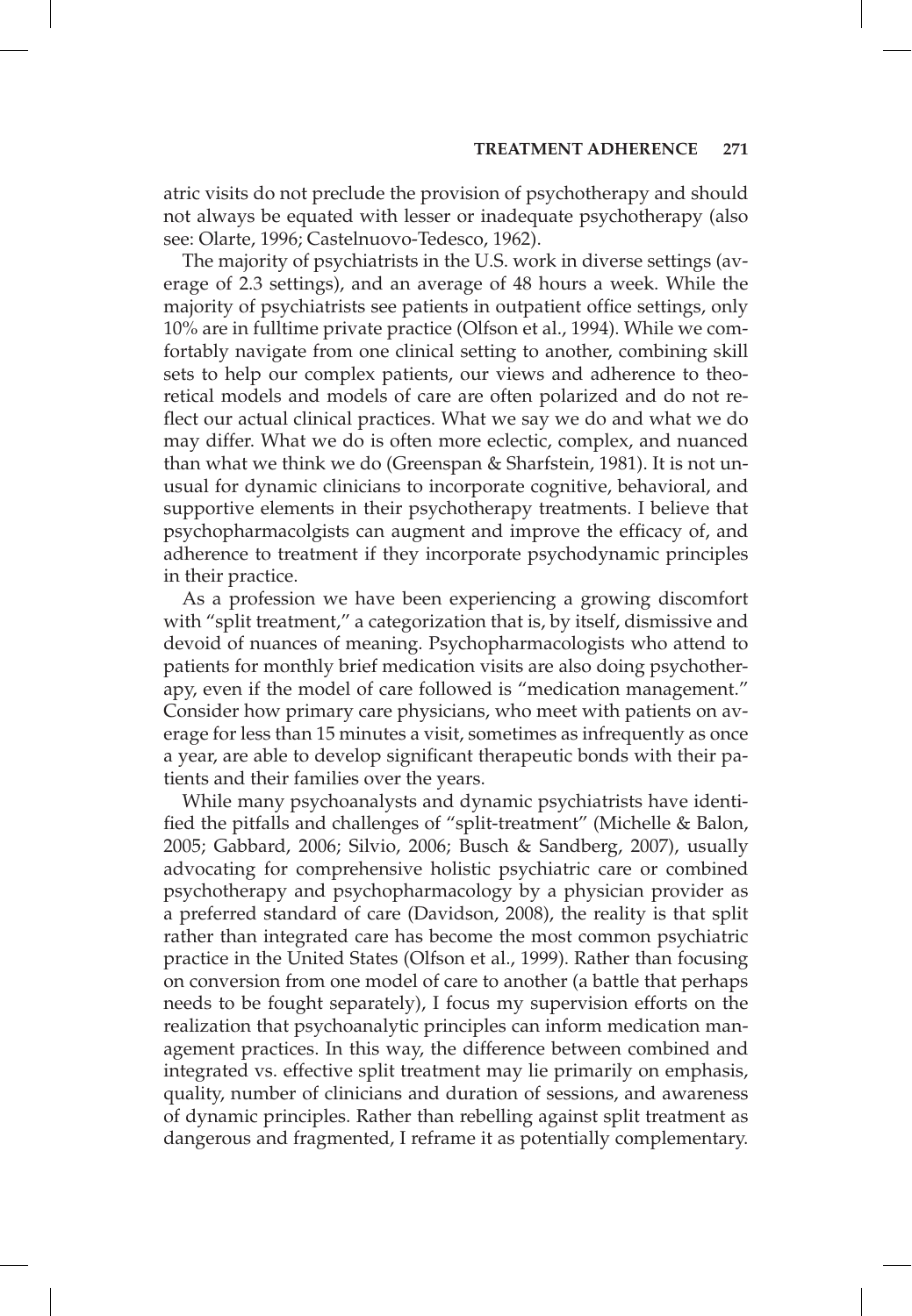atric visits do not preclude the provision of psychotherapy and should not always be equated with lesser or inadequate psychotherapy (also see: Olarte, 1996; Castelnuovo-Tedesco, 1962).

The majority of psychiatrists in the U.S. work in diverse settings (average of 2.3 settings), and an average of 48 hours a week. While the majority of psychiatrists see patients in outpatient office settings, only 10% are in fulltime private practice (Olfson et al., 1994). While we comfortably navigate from one clinical setting to another, combining skill sets to help our complex patients, our views and adherence to theoretical models and models of care are often polarized and do not reflect our actual clinical practices. What we say we do and what we do may differ. What we do is often more eclectic, complex, and nuanced than what we think we do (Greenspan & Sharfstein, 1981). It is not unusual for dynamic clinicians to incorporate cognitive, behavioral, and supportive elements in their psychotherapy treatments. I believe that psychopharmacolgists can augment and improve the efficacy of, and adherence to treatment if they incorporate psychodynamic principles in their practice.

As a profession we have been experiencing a growing discomfort with "split treatment," a categorization that is, by itself, dismissive and devoid of nuances of meaning. Psychopharmacologists who attend to patients for monthly brief medication visits are also doing psychotherapy, even if the model of care followed is "medication management." Consider how primary care physicians, who meet with patients on average for less than 15 minutes a visit, sometimes as infrequently as once a year, are able to develop significant therapeutic bonds with their patients and their families over the years.

While many psychoanalysts and dynamic psychiatrists have identified the pitfalls and challenges of "split-treatment" (Michelle & Balon, 2005; Gabbard, 2006; Silvio, 2006; Busch & Sandberg, 2007), usually advocating for comprehensive holistic psychiatric care or combined psychotherapy and psychopharmacology by a physician provider as a preferred standard of care (Davidson, 2008), the reality is that split rather than integrated care has become the most common psychiatric practice in the United States (Olfson et al., 1999). Rather than focusing on conversion from one model of care to another (a battle that perhaps needs to be fought separately), I focus my supervision efforts on the realization that psychoanalytic principles can inform medication management practices. In this way, the difference between combined and integrated vs. effective split treatment may lie primarily on emphasis, quality, number of clinicians and duration of sessions, and awareness of dynamic principles. Rather than rebelling against split treatment as dangerous and fragmented, I reframe it as potentially complementary.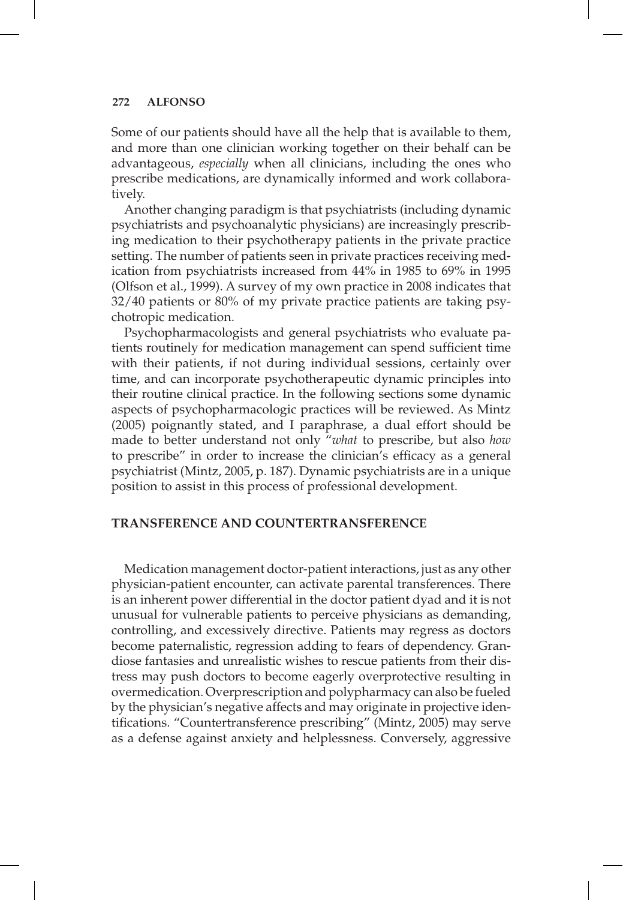Some of our patients should have all the help that is available to them, and more than one clinician working together on their behalf can be advantageous, *especially* when all clinicians, including the ones who prescribe medications, are dynamically informed and work collaboratively.

Another changing paradigm is that psychiatrists (including dynamic psychiatrists and psychoanalytic physicians) are increasingly prescribing medication to their psychotherapy patients in the private practice setting. The number of patients seen in private practices receiving medication from psychiatrists increased from 44% in 1985 to 69% in 1995 (Olfson et al., 1999). A survey of my own practice in 2008 indicates that 32/40 patients or 80% of my private practice patients are taking psychotropic medication.

Psychopharmacologists and general psychiatrists who evaluate patients routinely for medication management can spend sufficient time with their patients, if not during individual sessions, certainly over time, and can incorporate psychotherapeutic dynamic principles into their routine clinical practice. In the following sections some dynamic aspects of psychopharmacologic practices will be reviewed. As Mintz (2005) poignantly stated, and I paraphrase, a dual effort should be made to better understand not only "*what* to prescribe, but also *how* to prescribe" in order to increase the clinician's efficacy as a general psychiatrist (Mintz, 2005, p. 187). Dynamic psychiatrists are in a unique position to assist in this process of professional development.

## TRANSFERENCE AND COUNTERTRANSFERENCE

Medication management doctor-patient interactions, just as any other physician-patient encounter, can activate parental transferences. There is an inherent power differential in the doctor patient dyad and it is not unusual for vulnerable patients to perceive physicians as demanding, controlling, and excessively directive. Patients may regress as doctors become paternalistic, regression adding to fears of dependency. Grandiose fantasies and unrealistic wishes to rescue patients from their distress may push doctors to become eagerly overprotective resulting in overmedication. Overprescription and polypharmacy can also be fueled by the physician's negative affects and may originate in projective identifications. "Countertransference prescribing" (Mintz, 2005) may serve as a defense against anxiety and helplessness. Conversely, aggressive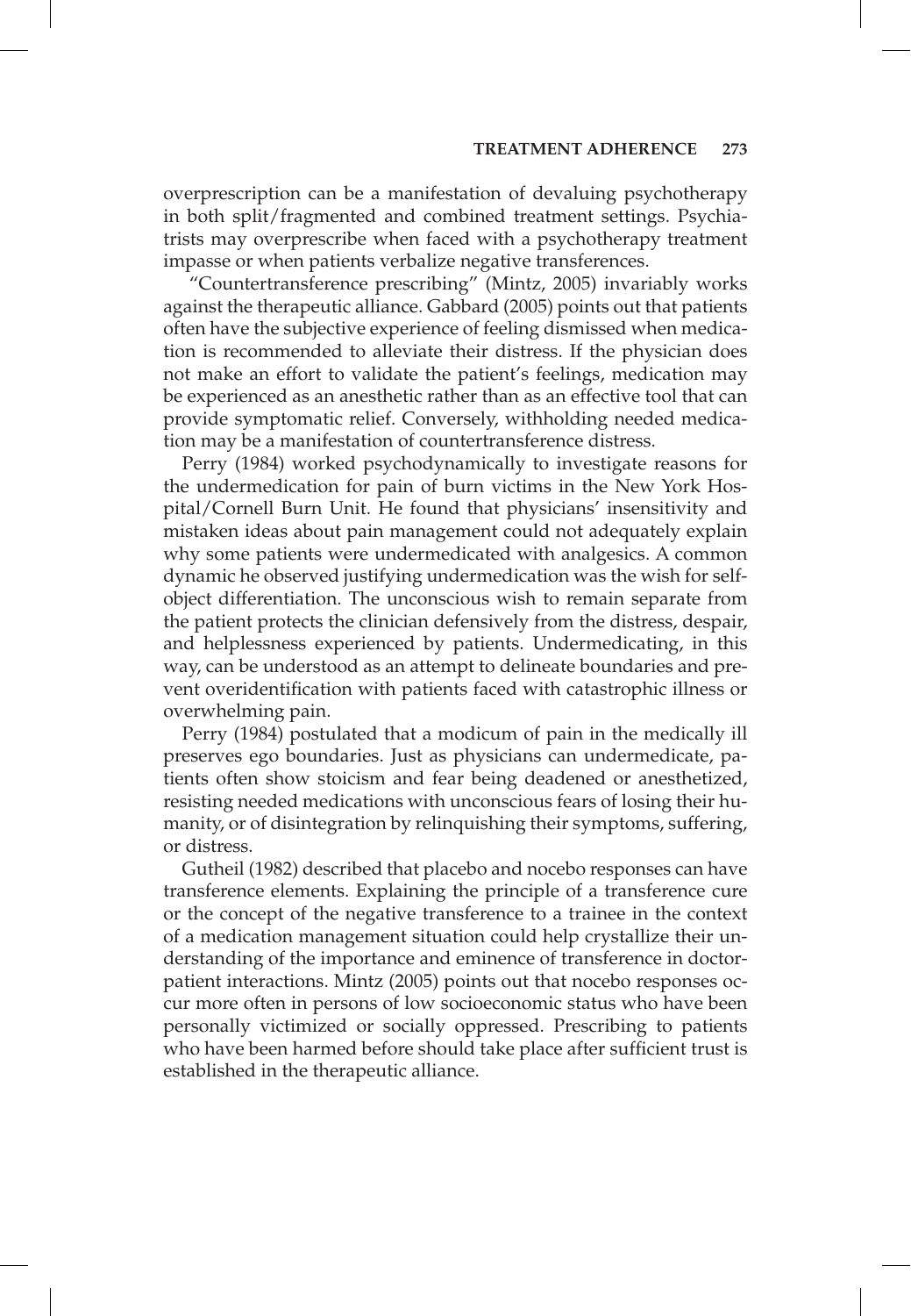overprescription can be a manifestation of devaluing psychotherapy in both split/fragmented and combined treatment settings. Psychiatrists may overprescribe when faced with a psychotherapy treatment impasse or when patients verbalize negative transferences.

"Countertransference prescribing" (Mintz, 2005) invariably works against the therapeutic alliance. Gabbard (2005) points out that patients often have the subjective experience of feeling dismissed when medication is recommended to alleviate their distress. If the physician does not make an effort to validate the patient's feelings, medication may be experienced as an anesthetic rather than as an effective tool that can provide symptomatic relief. Conversely, withholding needed medication may be a manifestation of countertransference distress.

Perry (1984) worked psychodynamically to investigate reasons for the undermedication for pain of burn victims in the New York Hospital/Cornell Burn Unit. He found that physicians' insensitivity and mistaken ideas about pain management could not adequately explain why some patients were undermedicated with analgesics. A common dynamic he observed justifying undermedication was the wish for self-object differentiation. The unconscious wish to remain separate from the patient protects the clinician defensively from the distress, despair, and helplessness experienced by patients. Undermedicating, in this way, can be understood as an attempt to delineate boundaries and prevent overidentification with patients faced with catastrophic illness or overwhelming pain.

Perry (1984) postulated that a modicum of pain in the medically ill preserves ego boundaries. Just as physicians can undermedicate, patients often show stoicism and fear being deadened or anesthetized, resisting needed medications with unconscious fears of losing their humanity, or of disintegration by relinquishing their symptoms, suffering, or distress.

Gutheil (1982) described that placebo and nocebo responses can have transference elements. Explaining the principle of a transference cure or the concept of the negative transference to a trainee in the context of a medication management situation could help crystallize their understanding of the importance and eminence of transference in doctor-patient interactions. Mintz (2005) points out that nocebo responses occur more often in persons of low socioeconomic status who have been personally victimized or socially oppressed. Prescribing to patients who have been harmed before should take place after sufficient trust is established in the therapeutic alliance.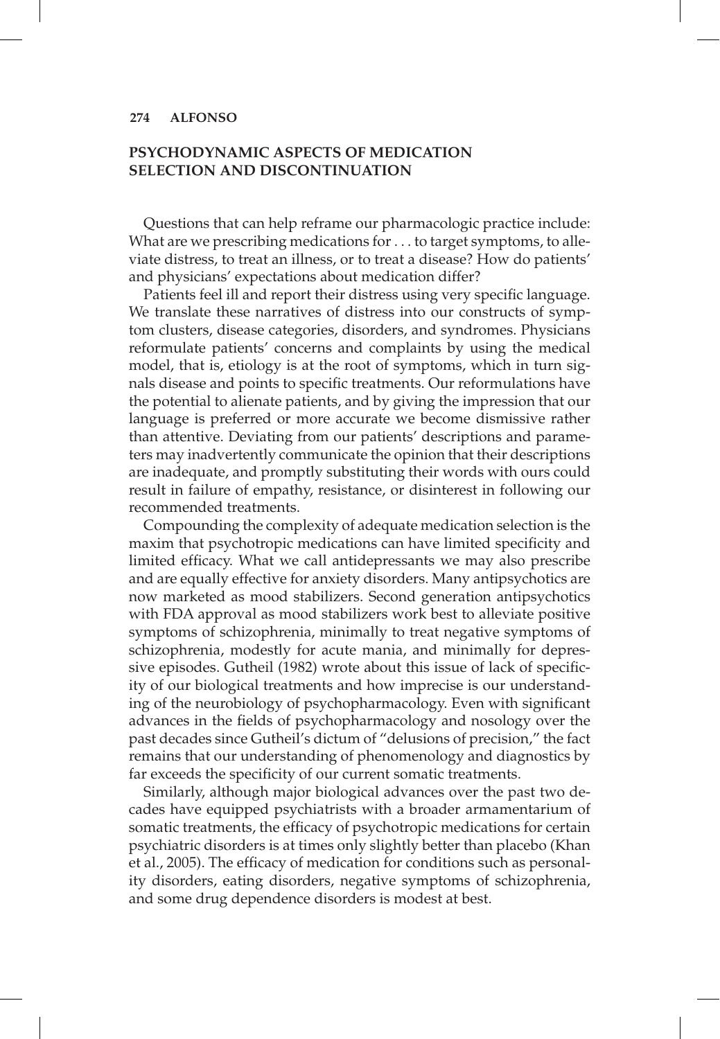## PSYCHODYNAMIC ASPECTS OF MEDICATION SELECTION AND DISCONTINUATION

Questions that can help reframe our pharmacologic practice include: What are we prescribing medications for . . . to target symptoms, to alleviate distress, to treat an illness, or to treat a disease? How do patients' and physicians' expectations about medication differ?

Patients feel ill and report their distress using very specific language. We translate these narratives of distress into our constructs of symptom clusters, disease categories, disorders, and syndromes. Physicians reformulate patients' concerns and complaints by using the medical model, that is, etiology is at the root of symptoms, which in turn signals disease and points to specific treatments. Our reformulations have the potential to alienate patients, and by giving the impression that our language is preferred or more accurate we become dismissive rather than attentive. Deviating from our patients' descriptions and parameters may inadvertently communicate the opinion that their descriptions are inadequate, and promptly substituting their words with ours could result in failure of empathy, resistance, or disinterest in following our recommended treatments.

Compounding the complexity of adequate medication selection is the maxim that psychotropic medications can have limited specificity and limited efficacy. What we call antidepressants we may also prescribe and are equally effective for anxiety disorders. Many antipsychotics are now marketed as mood stabilizers. Second generation antipsychotics with FDA approval as mood stabilizers work best to alleviate positive symptoms of schizophrenia, minimally to treat negative symptoms of schizophrenia, modestly for acute mania, and minimally for depressive episodes. Gutheil (1982) wrote about this issue of lack of specificity of our biological treatments and how imprecise is our understanding of the neurobiology of psychopharmacology. Even with significant advances in the fields of psychopharmacology and nosology over the past decades since Gutheil's dictum of "delusions of precision," the fact remains that our understanding of phenomenology and diagnostics by far exceeds the specificity of our current somatic treatments.

Similarly, although major biological advances over the past two decades have equipped psychiatrists with a broader armamentarium of somatic treatments, the efficacy of psychotropic medications for certain psychiatric disorders is at times only slightly better than placebo (Khan et al., 2005). The efficacy of medication for conditions such as personality disorders, eating disorders, negative symptoms of schizophrenia, and some drug dependence disorders is modest at best.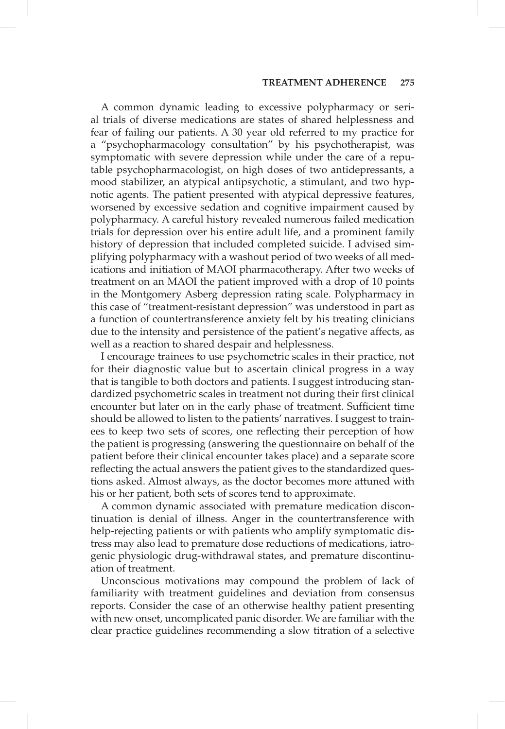A common dynamic leading to excessive polypharmacy or serial trials of diverse medications are states of shared helplessness and fear of failing our patients. A 30 year old referred to my practice for a "psychopharmacology consultation" by his psychotherapist, was symptomatic with severe depression while under the care of a reputable psychopharmacologist, on high doses of two antidepressants, a mood stabilizer, an atypical antipsychotic, a stimulant, and two hypnotic agents. The patient presented with atypical depressive features, worsened by excessive sedation and cognitive impairment caused by polypharmacy. A careful history revealed numerous failed medication trials for depression over his entire adult life, and a prominent family history of depression that included completed suicide. I advised simplifying polypharmacy with a washout period of two weeks of all medications and initiation of MAOI pharmacotherapy. After two weeks of treatment on an MAOI the patient improved with a drop of 10 points in the Montgomery Asberg depression rating scale. Polypharmacy in this case of "treatment-resistant depression" was understood in part as a function of countertransference anxiety felt by his treating clinicians due to the intensity and persistence of the patient's negative affects, as well as a reaction to shared despair and helplessness.

I encourage trainees to use psychometric scales in their practice, not for their diagnostic value but to ascertain clinical progress in a way that is tangible to both doctors and patients. I suggest introducing standardized psychometric scales in treatment not during their first clinical encounter but later on in the early phase of treatment. Sufficient time should be allowed to listen to the patients' narratives. I suggest to trainees to keep two sets of scores, one reflecting their perception of how the patient is progressing (answering the questionnaire on behalf of the patient before their clinical encounter takes place) and a separate score reflecting the actual answers the patient gives to the standardized questions asked. Almost always, as the doctor becomes more attuned with his or her patient, both sets of scores tend to approximate.

A common dynamic associated with premature medication discontinuation is denial of illness. Anger in the countertransference with help-rejecting patients or with patients who amplify symptomatic distress may also lead to premature dose reductions of medications, iatrogenic physiologic drug-withdrawal states, and premature discontinuation of treatment.

Unconscious motivations may compound the problem of lack of familiarity with treatment guidelines and deviation from consensus reports. Consider the case of an otherwise healthy patient presenting with new onset, uncomplicated panic disorder. We are familiar with the clear practice guidelines recommending a slow titration of a selective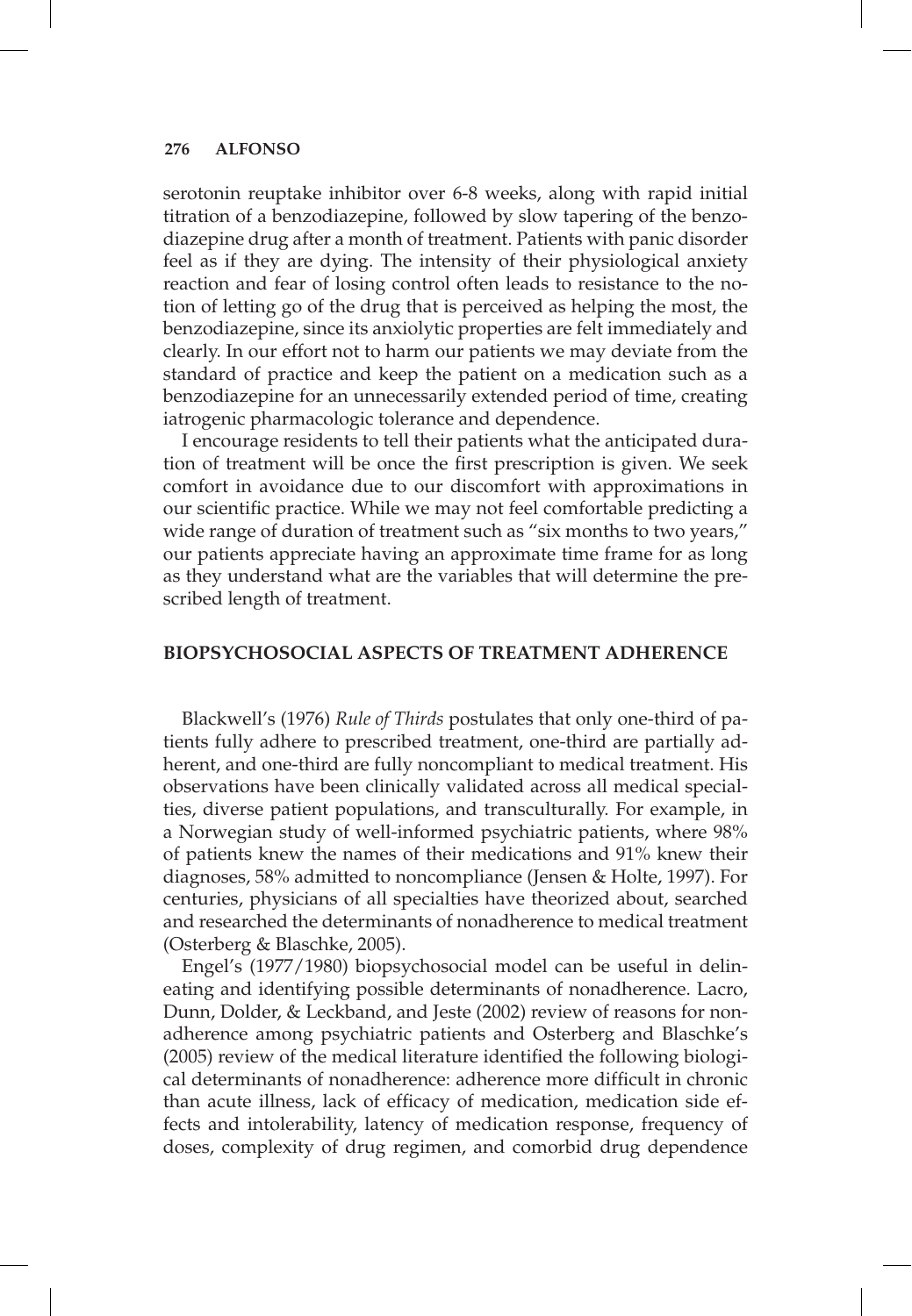serotonin reuptake inhibitor over 6-8 weeks, along with rapid initial titration of a benzodiazepine, followed by slow tapering of the benzodiazepine drug after a month of treatment. Patients with panic disorder feel as if they are dying. The intensity of their physiological anxiety reaction and fear of losing control often leads to resistance to the notion of letting go of the drug that is perceived as helping the most, the benzodiazepine, since its anxiolytic properties are felt immediately and clearly. In our effort not to harm our patients we may deviate from the standard of practice and keep the patient on a medication such as a benzodiazepine for an unnecessarily extended period of time, creating iatrogenic pharmacologic tolerance and dependence.

I encourage residents to tell their patients what the anticipated duration of treatment will be once the first prescription is given. We seek comfort in avoidance due to our discomfort with approximations in our scientific practice. While we may not feel comfortable predicting a wide range of duration of treatment such as "six months to two years," our patients appreciate having an approximate time frame for as long as they understand what are the variables that will determine the prescribed length of treatment.

## BIOPSYCHOSOCIAL ASPECTS OF TREATMENT ADHERENCE

Blackwell's (1976) *Rule of Thirds* postulates that only one-third of patients fully adhere to prescribed treatment, one-third are partially adherent, and one-third are fully noncompliant to medical treatment. His observations have been clinically validated across all medical specialties, diverse patient populations, and transculturally. For example, in a Norwegian study of well-informed psychiatric patients, where 98% of patients knew the names of their medications and 91% knew their diagnoses, 58% admitted to noncompliance (Jensen & Holte, 1997). For centuries, physicians of all specialties have theorized about, searched and researched the determinants of nonadherence to medical treatment (Osterberg & Blaschke, 2005).

Engel's (1977/1980) biopsychosocial model can be useful in delineating and identifying possible determinants of nonadherence. Lacro, Dunn, Dolder, & Leckband, and Jeste (2002) review of reasons for nonadherence among psychiatric patients and Osterberg and Blaschke's (2005) review of the medical literature identified the following biological determinants of nonadherence: adherence more difficult in chronic than acute illness, lack of efficacy of medication, medication side effects and intolerability, latency of medication response, frequency of doses, complexity of drug regimen, and comorbid drug dependence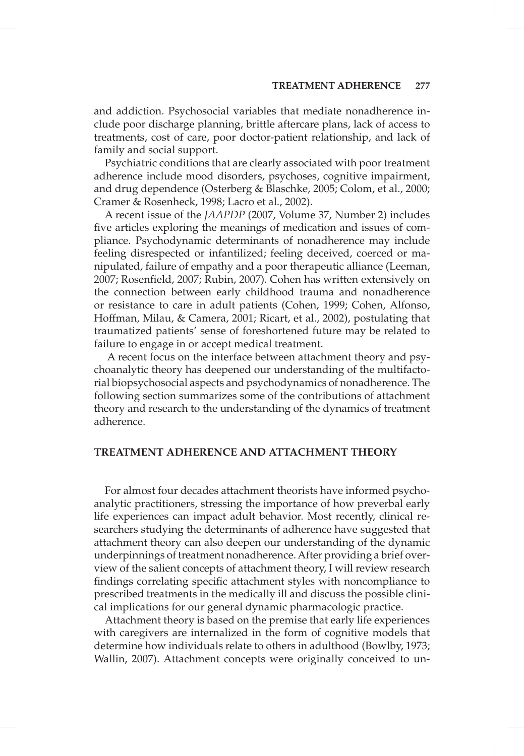and addiction. Psychosocial variables that mediate nonadherence include poor discharge planning, brittle aftercare plans, lack of access to treatments, cost of care, poor doctor-patient relationship, and lack of family and social support.

Psychiatric conditions that are clearly associated with poor treatment adherence include mood disorders, psychoses, cognitive impairment, and drug dependence (Osterberg & Blaschke, 2005; Colom, et al., 2000; Cramer & Rosenheck, 1998; Lacro et al., 2002).

A recent issue of the *JAAPDP* (2007, Volume 37, Number 2) includes five articles exploring the meanings of medication and issues of compliance. Psychodynamic determinants of nonadherence may include feeling disrespected or infantilized; feeling deceived, coerced or manipulated, failure of empathy and a poor therapeutic alliance (Leeman, 2007; Rosenfield, 2007; Rubin, 2007). Cohen has written extensively on the connection between early childhood trauma and nonadherence or resistance to care in adult patients (Cohen, 1999; Cohen, Alfonso, Hoffman, Milau, & Camera, 2001; Ricart, et al., 2002), postulating that traumatized patients' sense of foreshortened future may be related to failure to engage in or accept medical treatment.

A recent focus on the interface between attachment theory and psychoanalytic theory has deepened our understanding of the multifactorial biopsychosocial aspects and psychodynamics of nonadherence. The following section summarizes some of the contributions of attachment theory and research to the understanding of the dynamics of treatment adherence.

## TREATMENT ADHERENCE AND ATTACHMENT THEORY

For almost four decades attachment theorists have informed psychoanalytic practitioners, stressing the importance of how preverbal early life experiences can impact adult behavior. Most recently, clinical researchers studying the determinants of adherence have suggested that attachment theory can also deepen our understanding of the dynamic underpinnings of treatment nonadherence. After providing a brief overview of the salient concepts of attachment theory, I will review research findings correlating specific attachment styles with noncompliance to prescribed treatments in the medically ill and discuss the possible clinical implications for our general dynamic pharmacologic practice.

Attachment theory is based on the premise that early life experiences with caregivers are internalized in the form of cognitive models that determine how individuals relate to others in adulthood (Bowlby, 1973; Wallin, 2007). Attachment concepts were originally conceived to un-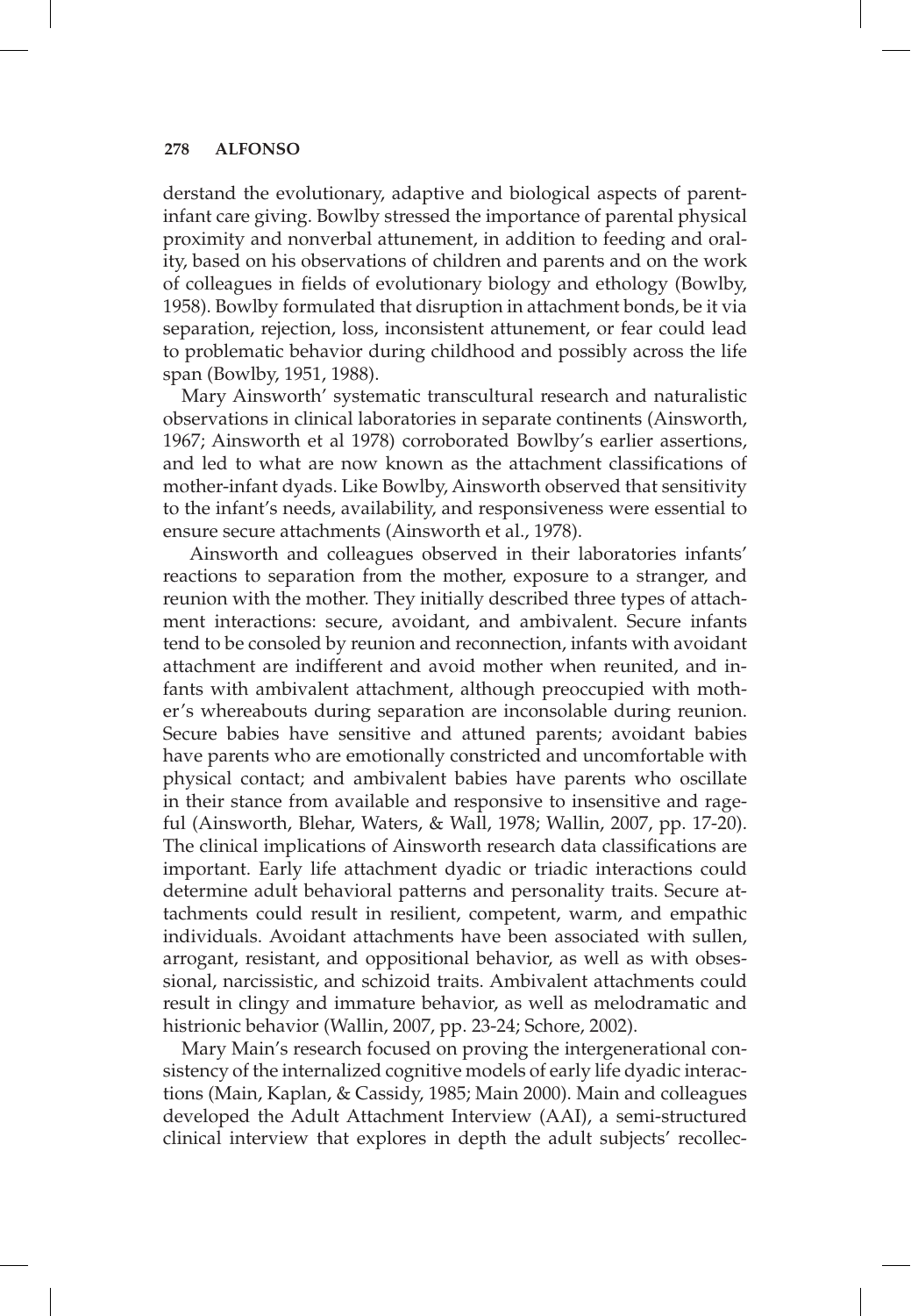derstand the evolutionary, adaptive and biological aspects of parent-infant care giving. Bowlby stressed the importance of parental physical proximity and nonverbal attunement, in addition to feeding and orality, based on his observations of children and parents and on the work of colleagues in fields of evolutionary biology and ethology (Bowlby, 1958). Bowlby formulated that disruption in attachment bonds, be it via separation, rejection, loss, inconsistent attunement, or fear could lead to problematic behavior during childhood and possibly across the life span (Bowlby, 1951, 1988).

Mary Ainsworth' systematic transcultural research and naturalistic observations in clinical laboratories in separate continents (Ainsworth, 1967; Ainsworth et al 1978) corroborated Bowlby's earlier assertions, and led to what are now known as the attachment classifications of mother-infant dyads. Like Bowlby, Ainsworth observed that sensitivity to the infant's needs, availability, and responsiveness were essential to ensure secure attachments (Ainsworth et al., 1978).

Ainsworth and colleagues observed in their laboratories infants' reactions to separation from the mother, exposure to a stranger, and reunion with the mother. They initially described three types of attachment interactions: secure, avoidant, and ambivalent. Secure infants tend to be consoled by reunion and reconnection, infants with avoidant attachment are indifferent and avoid mother when reunited, and infants with ambivalent attachment, although preoccupied with mother's whereabouts during separation are inconsolable during reunion. Secure babies have sensitive and attuned parents; avoidant babies have parents who are emotionally constricted and uncomfortable with physical contact; and ambivalent babies have parents who oscillate in their stance from available and responsive to insensitive and rageful (Ainsworth, Blehar, Waters, & Wall, 1978; Wallin, 2007, pp. 17-20). The clinical implications of Ainsworth research data classifications are important. Early life attachment dyadic or triadic interactions could determine adult behavioral patterns and personality traits. Secure attachments could result in resilient, competent, warm, and empathic individuals. Avoidant attachments have been associated with sullen, arrogant, resistant, and oppositional behavior, as well as with obsessional, narcissistic, and schizoid traits. Ambivalent attachments could result in clingy and immature behavior, as well as melodramatic and histrionic behavior (Wallin, 2007, pp. 23-24; Schore, 2002).

Mary Main's research focused on proving the intergenerational consistency of the internalized cognitive models of early life dyadic interactions (Main, Kaplan, & Cassidy, 1985; Main 2000). Main and colleagues developed the Adult Attachment Interview (AAI), a semi-structured clinical interview that explores in depth the adult subjects' recollec-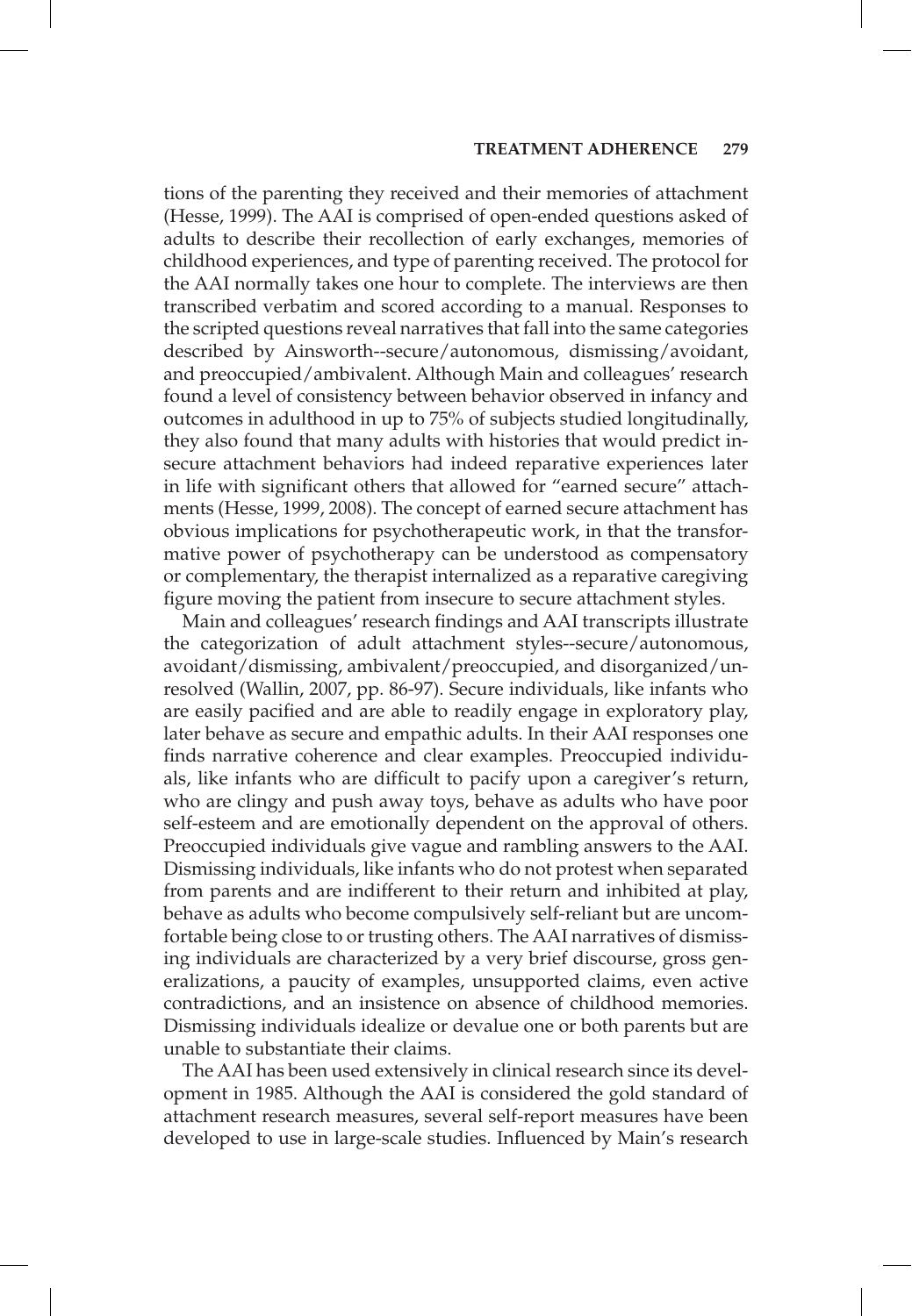tions of the parenting they received and their memories of attachment (Hesse, 1999). The AAI is comprised of open-ended questions asked of adults to describe their recollection of early exchanges, memories of childhood experiences, and type of parenting received. The protocol for the AAI normally takes one hour to complete. The interviews are then transcribed verbatim and scored according to a manual. Responses to the scripted questions reveal narratives that fall into the same categories described by Ainsworth--secure/autonomous, dismissing/avoidant, and preoccupied/ambivalent. Although Main and colleagues' research found a level of consistency between behavior observed in infancy and outcomes in adulthood in up to 75% of subjects studied longitudinally, they also found that many adults with histories that would predict insecure attachment behaviors had indeed reparative experiences later in life with significant others that allowed for "earned secure" attachments (Hesse, 1999, 2008). The concept of earned secure attachment has obvious implications for psychotherapeutic work, in that the transformative power of psychotherapy can be understood as compensatory or complementary, the therapist internalized as a reparative caregiving figure moving the patient from insecure to secure attachment styles.

Main and colleagues' research findings and AAI transcripts illustrate the categorization of adult attachment styles--secure/autonomous, avoidant/dismissing, ambivalent/preoccupied, and disorganized/unresolved (Wallin, 2007, pp. 86-97). Secure individuals, like infants who are easily pacified and are able to readily engage in exploratory play, later behave as secure and empathic adults. In their AAI responses one finds narrative coherence and clear examples. Preoccupied individuals, like infants who are difficult to pacify upon a caregiver's return, who are clingy and push away toys, behave as adults who have poor self-esteem and are emotionally dependent on the approval of others. Preoccupied individuals give vague and rambling answers to the AAI. Dismissing individuals, like infants who do not protest when separated from parents and are indifferent to their return and inhibited at play, behave as adults who become compulsively self-reliant but are uncomfortable being close to or trusting others. The AAI narratives of dismissing individuals are characterized by a very brief discourse, gross generalizations, a paucity of examples, unsupported claims, even active contradictions, and an insistence on absence of childhood memories. Dismissing individuals idealize or devalue one or both parents but are unable to substantiate their claims.

The AAI has been used extensively in clinical research since its development in 1985. Although the AAI is considered the gold standard of attachment research measures, several self-report measures have been developed to use in large-scale studies. Influenced by Main's research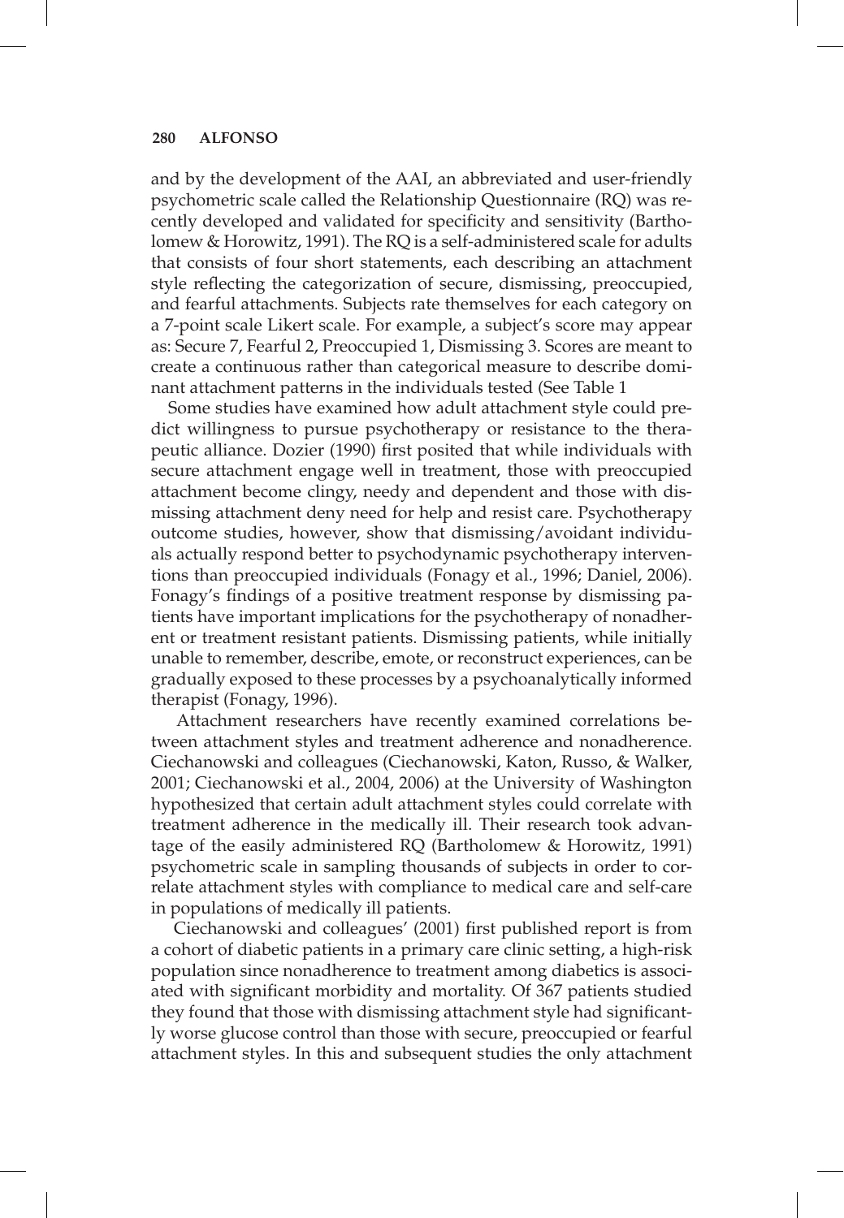and by the development of the AAI, an abbreviated and user-friendly psychometric scale called the Relationship Questionnaire (RQ) was recently developed and validated for specificity and sensitivity (Bartholomew & Horowitz, 1991). The RQ is a self-administered scale for adults that consists of four short statements, each describing an attachment style reflecting the categorization of secure, dismissing, preoccupied, and fearful attachments. Subjects rate themselves for each category on a 7-point scale Likert scale. For example, a subject's score may appear as: Secure 7, Fearful 2, Preoccupied 1, Dismissing 3. Scores are meant to create a continuous rather than categorical measure to describe dominant attachment patterns in the individuals tested (See Table 1

Some studies have examined how adult attachment style could predict willingness to pursue psychotherapy or resistance to the therapeutic alliance. Dozier (1990) first posited that while individuals with secure attachment engage well in treatment, those with preoccupied attachment become clingy, needy and dependent and those with dismissing attachment deny need for help and resist care. Psychotherapy outcome studies, however, show that dismissing/avoidant individuals actually respond better to psychodynamic psychotherapy interventions than preoccupied individuals (Fonagy et al., 1996; Daniel, 2006). Fonagy's findings of a positive treatment response by dismissing patients have important implications for the psychotherapy of nonadherent or treatment resistant patients. Dismissing patients, while initially unable to remember, describe, emote, or reconstruct experiences, can be gradually exposed to these processes by a psychoanalytically informed therapist (Fonagy, 1996).

Attachment researchers have recently examined correlations between attachment styles and treatment adherence and nonadherence. Ciechanowski and colleagues (Ciechanowski, Katon, Russo, & Walker, 2001; Ciechanowski et al., 2004, 2006) at the University of Washington hypothesized that certain adult attachment styles could correlate with treatment adherence in the medically ill. Their research took advantage of the easily administered RQ (Bartholomew & Horowitz, 1991) psychometric scale in sampling thousands of subjects in order to correlate attachment styles with compliance to medical care and self-care in populations of medically ill patients.

Ciechanowski and colleagues' (2001) first published report is from a cohort of diabetic patients in a primary care clinic setting, a high-risk population since nonadherence to treatment among diabetics is associated with significant morbidity and mortality. Of 367 patients studied they found that those with dismissing attachment style had significantly worse glucose control than those with secure, preoccupied or fearful attachment styles. In this and subsequent studies the only attachment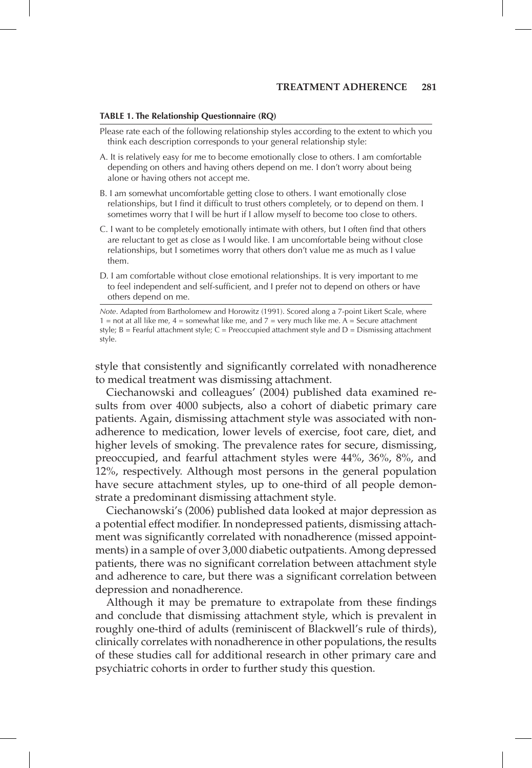**TABLE 1. The Relationship Questionnaire (RQ)**

Please rate each of the following relationship styles according to the extent to which you think each description corresponds to your general relationship style:

A. It is relatively easy for me to become emotionally close to others. I am comfortable depending on others and having others depend on me. I don't worry about being alone or having others not accept me.

B. I am somewhat uncomfortable getting close to others. I want emotionally close relationships, but I find it difficult to trust others completely, or to depend on them. I sometimes worry that I will be hurt if I allow myself to become too close to others.

C. I want to be completely emotionally intimate with others, but I often find that others are reluctant to get as close as I would like. I am uncomfortable being without close relationships, but I sometimes worry that others don't value me as much as I value them.

D. I am comfortable without close emotional relationships. It is very important to me to feel independent and self-sufficient, and I prefer not to depend on others or have others depend on me.

*Note*. Adapted from Bartholomew and Horowitz (1991). Scored along a 7-point Likert Scale, where 1 = not at all like me, 4 = somewhat like me, and 7 = very much like me. A = Secure attachment style; B = Fearful attachment style; C = Preoccupied attachment style and D = Dismissing attachment style.

style that consistently and significantly correlated with nonadherence to medical treatment was dismissing attachment.

Ciechanowski and colleagues' (2004) published data examined results from over 4000 subjects, also a cohort of diabetic primary care patients. Again, dismissing attachment style was associated with nonadherence to medication, lower levels of exercise, foot care, diet, and higher levels of smoking. The prevalence rates for secure, dismissing, preoccupied, and fearful attachment styles were 44%, 36%, 8%, and 12%, respectively. Although most persons in the general population have secure attachment styles, up to one-third of all people demonstrate a predominant dismissing attachment style.

Ciechanowski's (2006) published data looked at major depression as a potential effect modifier. In nondepressed patients, dismissing attachment was significantly correlated with nonadherence (missed appointments) in a sample of over 3,000 diabetic outpatients. Among depressed patients, there was no significant correlation between attachment style and adherence to care, but there was a significant correlation between depression and nonadherence.

Although it may be premature to extrapolate from these findings and conclude that dismissing attachment style, which is prevalent in roughly one-third of adults (reminiscent of Blackwell's rule of thirds), clinically correlates with nonadherence in other populations, the results of these studies call for additional research in other primary care and psychiatric cohorts in order to further study this question.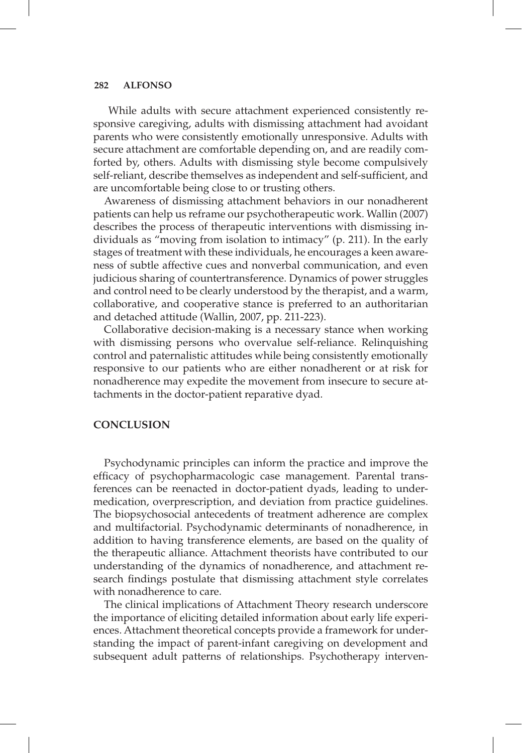While adults with secure attachment experienced consistently responsive caregiving, adults with dismissing attachment had avoidant parents who were consistently emotionally unresponsive. Adults with secure attachment are comfortable depending on, and are readily comforted by, others. Adults with dismissing style become compulsively self-reliant, describe themselves as independent and self-sufficient, and are uncomfortable being close to or trusting others.

Awareness of dismissing attachment behaviors in our nonadherent patients can help us reframe our psychotherapeutic work. Wallin (2007) describes the process of therapeutic interventions with dismissing individuals as "moving from isolation to intimacy" (p. 211). In the early stages of treatment with these individuals, he encourages a keen awareness of subtle affective cues and nonverbal communication, and even judicious sharing of countertransference. Dynamics of power struggles and control need to be clearly understood by the therapist, and a warm, collaborative, and cooperative stance is preferred to an authoritarian and detached attitude (Wallin, 2007, pp. 211-223).

Collaborative decision-making is a necessary stance when working with dismissing persons who overvalue self-reliance. Relinquishing control and paternalistic attitudes while being consistently emotionally responsive to our patients who are either nonadherent or at risk for nonadherence may expedite the movement from insecure to secure attachments in the doctor-patient reparative dyad.

## CONCLUSION

Psychodynamic principles can inform the practice and improve the efficacy of psychopharmacologic case management. Parental transferences can be reenacted in doctor-patient dyads, leading to undermedication, overprescription, and deviation from practice guidelines. The biopsychosocial antecedents of treatment adherence are complex and multifactorial. Psychodynamic determinants of nonadherence, in addition to having transference elements, are based on the quality of the therapeutic alliance. Attachment theorists have contributed to our understanding of the dynamics of nonadherence, and attachment research findings postulate that dismissing attachment style correlates with nonadherence to care.

The clinical implications of Attachment Theory research underscore the importance of eliciting detailed information about early life experiences. Attachment theoretical concepts provide a framework for understanding the impact of parent-infant caregiving on development and subsequent adult patterns of relationships. Psychotherapy interven-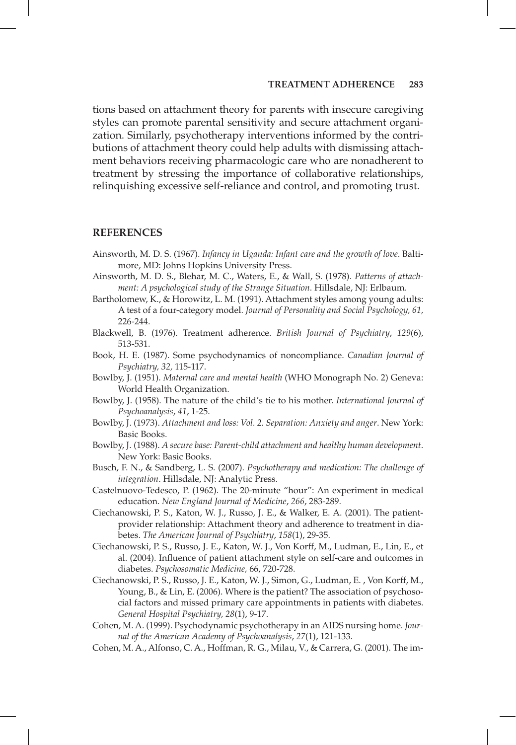tions based on attachment theory for parents with insecure caregiving styles can promote parental sensitivity and secure attachment organization. Similarly, psychotherapy interventions informed by the contributions of attachment theory could help adults with dismissing attachment behaviors receiving pharmacologic care who are nonadherent to treatment by stressing the importance of collaborative relationships, relinquishing excessive self-reliance and control, and promoting trust.

## REFERENCES

Ainsworth, M. D. S. (1967). *Infancy in Uganda: Infant care and the growth of love*. Baltimore, MD: Johns Hopkins University Press.

Ainsworth, M. D. S., Blehar, M. C., Waters, E., & Wall, S. (1978). *Patterns of attachment: A psychological study of the Strange Situation*. Hillsdale, NJ: Erlbaum.

Bartholomew, K., & Horowitz, L. M. (1991). Attachment styles among young adults: A test of a four-category model. *Journal of Personality and Social Psychology, 61,* 226-244.

Blackwell, B. (1976). Treatment adherence. *British Journal of Psychiatry*, *129*(6), 513-531.

Book, H. E. (1987). Some psychodynamics of noncompliance. *Canadian Journal of Psychiatry, 32,* 115-117.

Bowlby, J. (1951). *Maternal care and mental health* (WHO Monograph No. 2) Geneva: World Health Organization.

Bowlby, J. (1958). The nature of the child's tie to his mother. *International Journal of Psychoanalysis*, *41*, 1-25.

Bowlby, J. (1973). *Attachment and loss: Vol. 2. Separation: Anxiety and anger*. New York: Basic Books.

Bowlby, J. (1988). *A secure base: Parent-child attachment and healthy human development*. New York: Basic Books.

Busch, F. N., & Sandberg, L. S. (2007). *Psychotherapy and medication: The challenge of integration*. Hillsdale, NJ: Analytic Press.

Castelnuovo-Tedesco, P. (1962). The 20-minute "hour": An experiment in medical education. *New England Journal of Medicine*, *266*, 283-289.

Ciechanowski, P. S., Katon, W. J., Russo, J. E., & Walker, E. A. (2001). The patient-provider relationship: Attachment theory and adherence to treatment in diabetes. *The American Journal of Psychiatry*, *158*(1), 29-35.

Ciechanowski, P. S., Russo, J. E., Katon, W. J., Von Korff, M., Ludman, E., Lin, E., et al. (2004). Influence of patient attachment style on self-care and outcomes in diabetes. *Psychosomatic Medicine,* 66, 720-728.

Ciechanowski, P. S., Russo, J. E., Katon, W. J., Simon, G., Ludman, E. , Von Korff, M., Young, B., & Lin, E. (2006). Where is the patient? The association of psychosocial factors and missed primary care appointments in patients with diabetes. *General Hospital Psychiatry, 28*(1), 9-17.

Cohen, M. A. (1999). Psychodynamic psychotherapy in an AIDS nursing home. *Journal of the American Academy of Psychoanalysis*, *27*(1), 121-133.

Cohen, M. A., Alfonso, C. A., Hoffman, R. G., Milau, V., & Carrera, G. (2001). The im-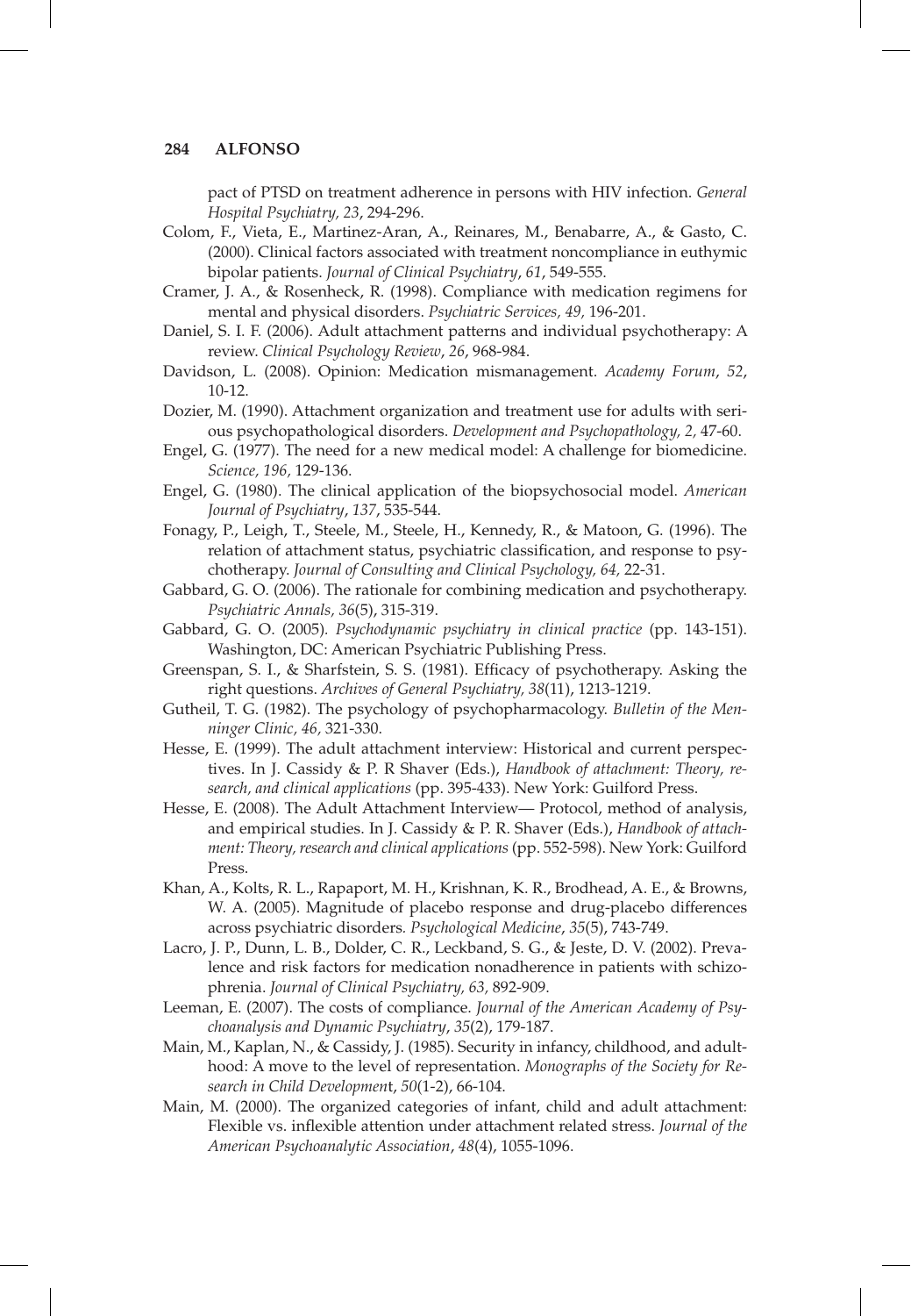pact of PTSD on treatment adherence in persons with HIV infection. *General Hospital Psychiatry, 23*, 294-296.

Colom, F., Vieta, E., Martinez-Aran, A., Reinares, M., Benabarre, A., & Gasto, C. (2000). Clinical factors associated with treatment noncompliance in euthymic bipolar patients. *Journal of Clinical Psychiatry*, *61*, 549-555.

Cramer, J. A., & Rosenheck, R. (1998). Compliance with medication regimens for mental and physical disorders. *Psychiatric Services, 49,* 196-201.

Daniel, S. I. F. (2006). Adult attachment patterns and individual psychotherapy: A review. *Clinical Psychology Review*, *26*, 968-984.

Davidson, L. (2008). Opinion: Medication mismanagement. *Academy Forum*, *52*, 10-12.

Dozier, M. (1990). Attachment organization and treatment use for adults with serious psychopathological disorders. *Development and Psychopathology, 2,* 47-60.

Engel, G. (1977). The need for a new medical model: A challenge for biomedicine. *Science, 196,* 129-136.

Engel, G. (1980). The clinical application of the biopsychosocial model. *American Journal of Psychiatry*, *137*, 535-544.

Fonagy, P., Leigh, T., Steele, M., Steele, H., Kennedy, R., & Matoon, G. (1996). The relation of attachment status, psychiatric classification, and response to psychotherapy. *Journal of Consulting and Clinical Psychology, 64,* 22-31.

Gabbard, G. O. (2006). The rationale for combining medication and psychotherapy. *Psychiatric Annals, 36*(5), 315-319.

Gabbard, G. O. (2005)*. Psychodynamic psychiatry in clinical practice* (pp. 143-151). Washington, DC: American Psychiatric Publishing Press.

Greenspan, S. I., & Sharfstein, S. S. (1981). Efficacy of psychotherapy. Asking the right questions. *Archives of General Psychiatry, 38*(11), 1213-1219.

Gutheil, T. G. (1982). The psychology of psychopharmacology. *Bulletin of the Menninger Clinic, 46,* 321-330.

Hesse, E. (1999). The adult attachment interview: Historical and current perspectives. In J. Cassidy & P. R Shaver (Eds.), *Handbook of attachment: Theory, research, and clinical applications* (pp. 395-433). New York: Guilford Press.

Hesse, E. (2008). The Adult Attachment Interview— Protocol, method of analysis, and empirical studies. In J. Cassidy & P. R. Shaver (Eds.), *Handbook of attachment: Theory, research and clinical applications* (pp. 552-598). New York: Guilford Press.

Khan, A., Kolts, R. L., Rapaport, M. H., Krishnan, K. R., Brodhead, A. E., & Browns, W. A. (2005). Magnitude of placebo response and drug-placebo differences across psychiatric disorders. *Psychological Medicine*, *35*(5), 743-749.

Lacro, J. P., Dunn, L. B., Dolder, C. R., Leckband, S. G., & Jeste, D. V. (2002). Prevalence and risk factors for medication nonadherence in patients with schizophrenia. *Journal of Clinical Psychiatry, 63,* 892-909.

Leeman, E. (2007). The costs of compliance. *Journal of the American Academy of Psychoanalysis and Dynamic Psychiatry*, *35*(2), 179-187.

Main, M., Kaplan, N., & Cassidy, J. (1985). Security in infancy, childhood, and adulthood: A move to the level of representation. *Monographs of the Society for Research in Child Developmen*t, *50*(1-2), 66-104.

Main, M. (2000). The organized categories of infant, child and adult attachment: Flexible vs. inflexible attention under attachment related stress. *Journal of the American Psychoanalytic Association*, *48*(4), 1055-1096.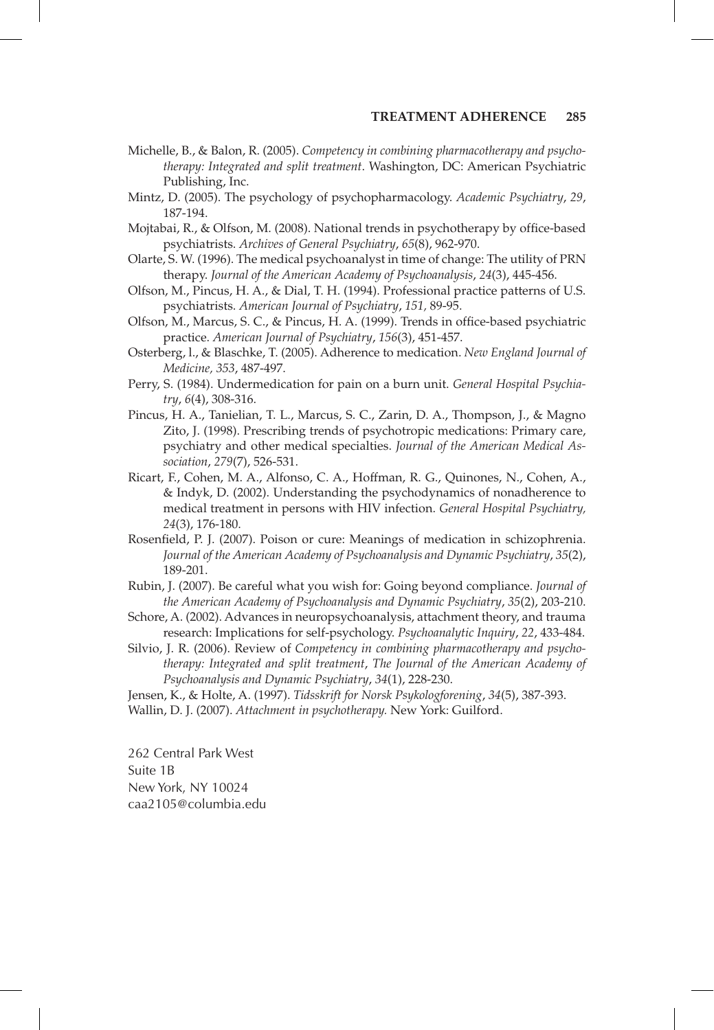Michelle, B., & Balon, R. (2005). *Competency in combining pharmacotherapy and psychotherapy: Integrated and split treatment*. Washington, DC: American Psychiatric Publishing, Inc.

Mintz, D. (2005). The psychology of psychopharmacology. *Academic Psychiatry*, *29*, 187-194.

Mojtabai, R., & Olfson, M. (2008). National trends in psychotherapy by office-based psychiatrists. *Archives of General Psychiatry*, *65*(8), 962-970.

Olarte, S. W. (1996). The medical psychoanalyst in time of change: The utility of PRN therapy. *Journal of the American Academy of Psychoanalysis*, *24*(3), 445-456.

Olfson, M., Pincus, H. A., & Dial, T. H. (1994). Professional practice patterns of U.S. psychiatrists. *American Journal of Psychiatry*, *151,* 89-95.

Olfson, M., Marcus, S. C., & Pincus, H. A. (1999). Trends in office-based psychiatric practice. *American Journal of Psychiatry*, *156*(3), 451-457.

Osterberg, l., & Blaschke, T. (2005). Adherence to medication. *New England Journal of Medicine, 353*, 487-497.

Perry, S. (1984). Undermedication for pain on a burn unit. *General Hospital Psychiatry*, *6*(4), 308-316.

Pincus, H. A., Tanielian, T. L., Marcus, S. C., Zarin, D. A., Thompson, J., & Magno Zito, J. (1998). Prescribing trends of psychotropic medications: Primary care, psychiatry and other medical specialties. *Journal of the American Medical Association*, *279*(7), 526-531.

Ricart, F., Cohen, M. A., Alfonso, C. A., Hoffman, R. G., Quinones, N., Cohen, A., & Indyk, D. (2002). Understanding the psychodynamics of nonadherence to medical treatment in persons with HIV infection. *General Hospital Psychiatry, 24*(3), 176-180.

Rosenfield, P. J. (2007). Poison or cure: Meanings of medication in schizophrenia. *Journal of the American Academy of Psychoanalysis and Dynamic Psychiatry*, *35*(2), 189-201.

Rubin, J. (2007). Be careful what you wish for: Going beyond compliance. *Journal of the American Academy of Psychoanalysis and Dynamic Psychiatry*, *35*(2), 203-210.

Schore, A. (2002). Advances in neuropsychoanalysis, attachment theory, and trauma research: Implications for self-psychology. *Psychoanalytic Inquiry*, *22*, 433-484.

Silvio, J. R. (2006). Review of *Competency in combining pharmacotherapy and psychotherapy: Integrated and split treatment*, *The Journal of the American Academy of Psychoanalysis and Dynamic Psychiatry*, *34*(1), 228-230.

Jensen, K., & Holte, A. (1997). *Tidsskrift for Norsk Psykologforening*, *34*(5), 387-393.

Wallin, D. J. (2007). *Attachment in psychotherapy.* New York: Guilford.

262 Central Park West
Suite 1B
New York, NY 10024
caa2105@columbia.edu